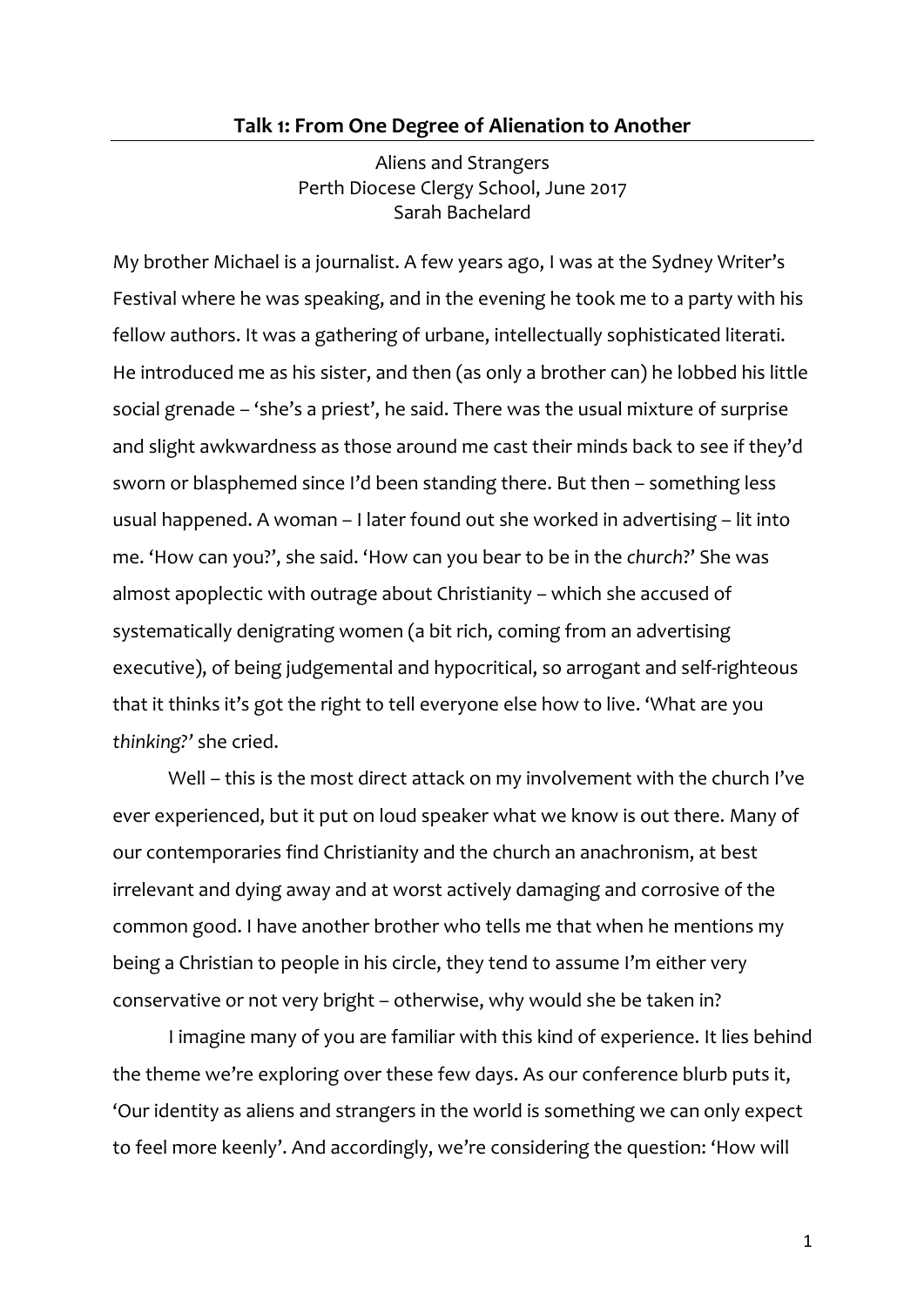## Talk 1: From One Degree of Alienation to Another

Aliens and Strangers
Perth Diocese Clergy School, June 2017
Sarah Bachelard

My brother Michael is a journalist. A few years ago, I was at the Sydney Writer's Festival where he was speaking, and in the evening he took me to a party with his fellow authors. It was a gathering of urbane, intellectually sophisticated literati. He introduced me as his sister, and then (as only a brother can) he lobbed his little social grenade – 'she's a priest', he said. There was the usual mixture of surprise and slight awkwardness as those around me cast their minds back to see if they'd sworn or blasphemed since I'd been standing there. But then – something less usual happened. A woman – I later found out she worked in advertising – lit into me. 'How can you?', she said. 'How can you bear to be in the *church*?' She was almost apoplectic with outrage about Christianity – which she accused of systematically denigrating women (a bit rich, coming from an advertising executive), of being judgemental and hypocritical, so arrogant and self-righteous that it thinks it's got the right to tell everyone else how to live. 'What are you *thinking*?' she cried.

Well – this is the most direct attack on my involvement with the church I've ever experienced, but it put on loud speaker what we know is out there. Many of our contemporaries find Christianity and the church an anachronism, at best irrelevant and dying away and at worst actively damaging and corrosive of the common good. I have another brother who tells me that when he mentions my being a Christian to people in his circle, they tend to assume I'm either very conservative or not very bright – otherwise, why would she be taken in?

I imagine many of you are familiar with this kind of experience. It lies behind the theme we're exploring over these few days. As our conference blurb puts it, 'Our identity as aliens and strangers in the world is something we can only expect to feel more keenly'. And accordingly, we're considering the question: 'How will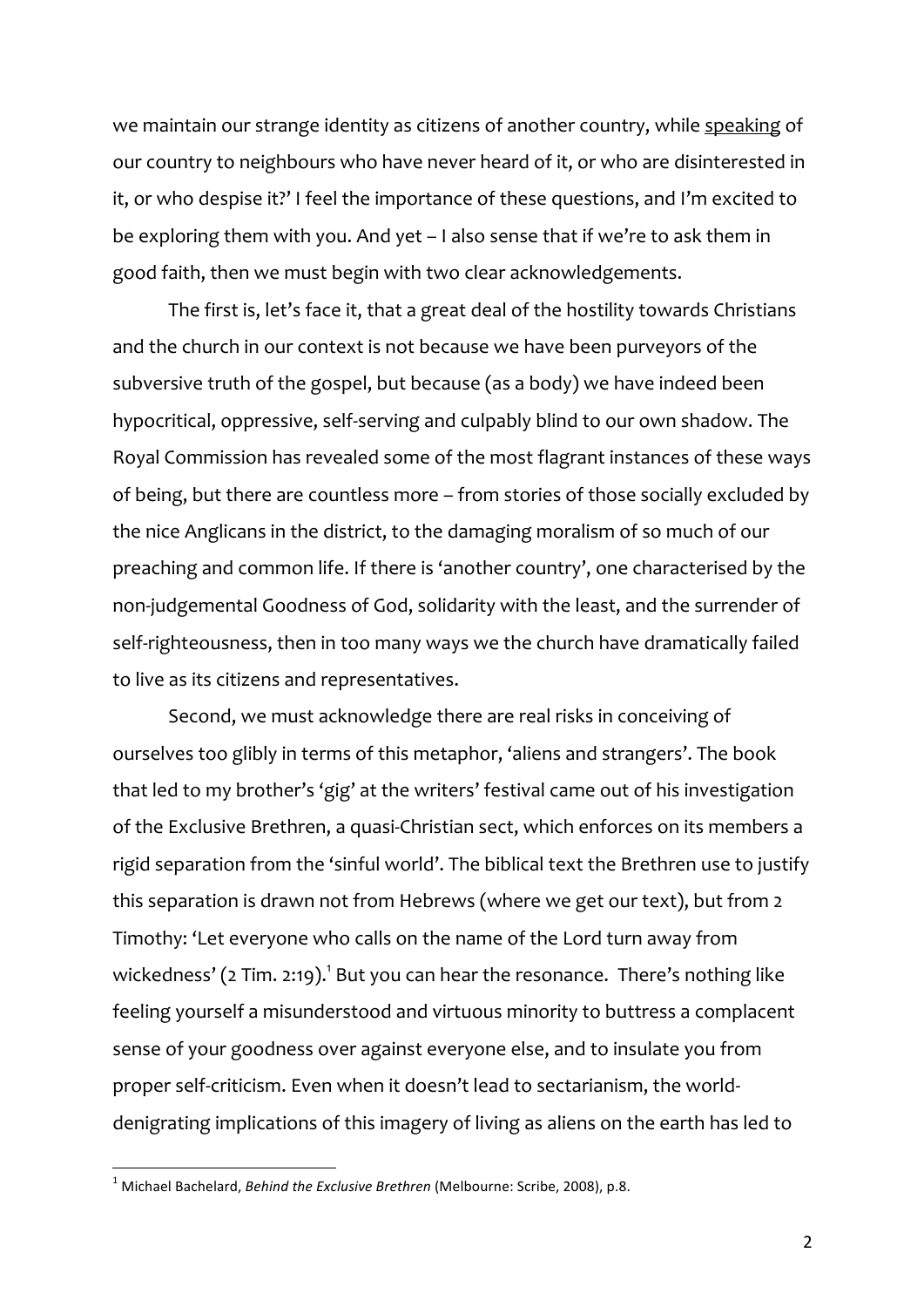we maintain our strange identity as citizens of another country, while <u>speaking</u> of our country to neighbours who have never heard of it, or who are disinterested in it, or who despise it?' I feel the importance of these questions, and I'm excited to be exploring them with you. And yet – I also sense that if we're to ask them in good faith, then we must begin with two clear acknowledgements.

The first is, let's face it, that a great deal of the hostility towards Christians and the church in our context is not because we have been purveyors of the subversive truth of the gospel, but because (as a body) we have indeed been hypocritical, oppressive, self-serving and culpably blind to our own shadow. The Royal Commission has revealed some of the most flagrant instances of these ways of being, but there are countless more – from stories of those socially excluded by the nice Anglicans in the district, to the damaging moralism of so much of our preaching and common life. If there is 'another country', one characterised by the non-judgemental Goodness of God, solidarity with the least, and the surrender of self-righteousness, then in too many ways we the church have dramatically failed to live as its citizens and representatives.

Second, we must acknowledge there are real risks in conceiving of ourselves too glibly in terms of this metaphor, 'aliens and strangers'. The book that led to my brother's 'gig' at the writers' festival came out of his investigation of the Exclusive Brethren, a quasi-Christian sect, which enforces on its members a rigid separation from the 'sinful world'. The biblical text the Brethren use to justify this separation is drawn not from Hebrews (where we get our text), but from 2 Timothy: 'Let everyone who calls on the name of the Lord turn away from wickedness' (2 Tim. 2:19).[1] But you can hear the resonance. There's nothing like feeling yourself a misunderstood and virtuous minority to buttress a complacent sense of your goodness over against everyone else, and to insulate you from proper self-criticism. Even when it doesn't lead to sectarianism, the world-denigrating implications of this imagery of living as aliens on the earth has led to

[1] Michael Bachelard, *Behind the Exclusive Brethren* (Melbourne: Scribe, 2008), p.8.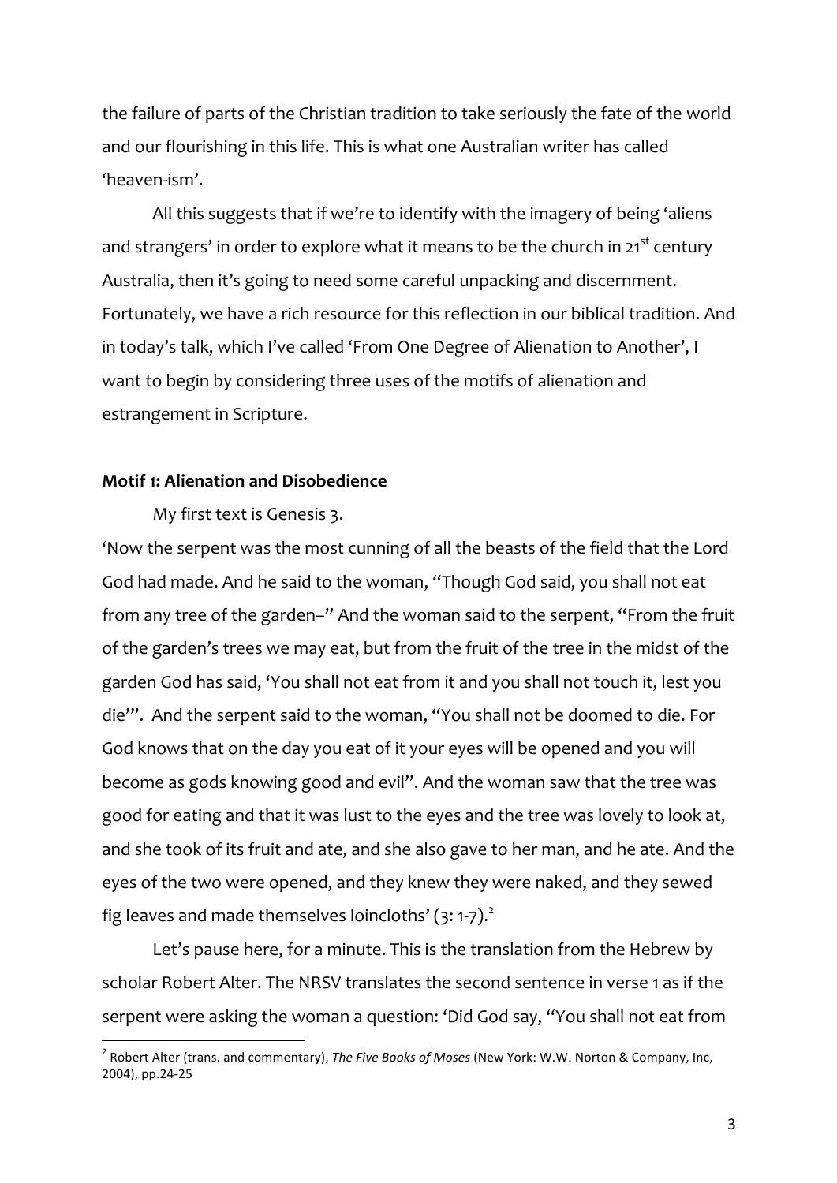the failure of parts of the Christian tradition to take seriously the fate of the world and our flourishing in this life. This is what one Australian writer has called 'heaven-ism'.

All this suggests that if we're to identify with the imagery of being 'aliens and strangers' in order to explore what it means to be the church in 21st century Australia, then it's going to need some careful unpacking and discernment. Fortunately, we have a rich resource for this reflection in our biblical tradition. And in today's talk, which I've called 'From One Degree of Alienation to Another', I want to begin by considering three uses of the motifs of alienation and estrangement in Scripture.

**Motif 1: Alienation and Disobedience**

My first text is Genesis 3.

'Now the serpent was the most cunning of all the beasts of the field that the Lord God had made. And he said to the woman, "Though God said, you shall not eat from any tree of the garden–" And the woman said to the serpent, "From the fruit of the garden's trees we may eat, but from the fruit of the tree in the midst of the garden God has said, 'You shall not eat from it and you shall not touch it, lest you die'". And the serpent said to the woman, "You shall not be doomed to die. For God knows that on the day you eat of it your eyes will be opened and you will become as gods knowing good and evil". And the woman saw that the tree was good for eating and that it was lust to the eyes and the tree was lovely to look at, and she took of its fruit and ate, and she also gave to her man, and he ate. And the eyes of the two were opened, and they knew they were naked, and they sewed fig leaves and made themselves loincloths' (3: 1-7).[2]

Let's pause here, for a minute. This is the translation from the Hebrew by scholar Robert Alter. The NRSV translates the second sentence in verse 1 as if the serpent were asking the woman a question: 'Did God say, "You shall not eat from

[2] Robert Alter (trans. and commentary), *The Five Books of Moses* (New York: W.W. Norton & Company, Inc, 2004), pp.24-25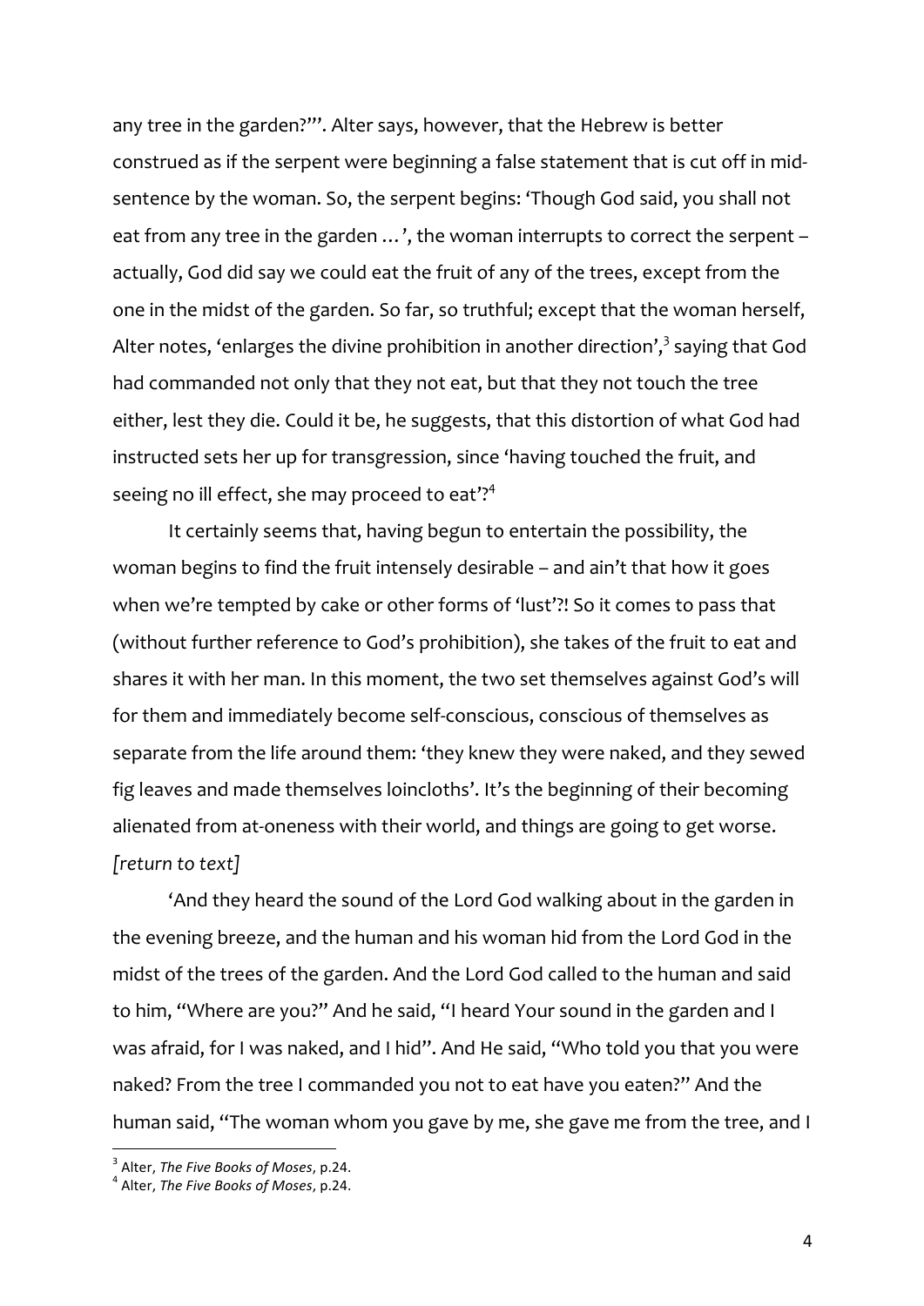any tree in the garden?"'. Alter says, however, that the Hebrew is better construed as if the serpent were beginning a false statement that is cut off in mid-sentence by the woman. So, the serpent begins: 'Though God said, you shall not eat from any tree in the garden …', the woman interrupts to correct the serpent – actually, God did say we could eat the fruit of any of the trees, except from the one in the midst of the garden. So far, so truthful; except that the woman herself, Alter notes, 'enlarges the divine prohibition in another direction',[3] saying that God had commanded not only that they not eat, but that they not touch the tree either, lest they die. Could it be, he suggests, that this distortion of what God had instructed sets her up for transgression, since 'having touched the fruit, and seeing no ill effect, she may proceed to eat'?[4]

It certainly seems that, having begun to entertain the possibility, the woman begins to find the fruit intensely desirable – and ain't that how it goes when we're tempted by cake or other forms of 'lust'?! So it comes to pass that (without further reference to God's prohibition), she takes of the fruit to eat and shares it with her man. In this moment, the two set themselves against God's will for them and immediately become self-conscious, conscious of themselves as separate from the life around them: 'they knew they were naked, and they sewed fig leaves and made themselves loincloths'. It's the beginning of their becoming alienated from at-oneness with their world, and things are going to get worse. *[return to text]*

'And they heard the sound of the Lord God walking about in the garden in the evening breeze, and the human and his woman hid from the Lord God in the midst of the trees of the garden. And the Lord God called to the human and said to him, "Where are you?" And he said, "I heard Your sound in the garden and I was afraid, for I was naked, and I hid". And He said, "Who told you that you were naked? From the tree I commanded you not to eat have you eaten?" And the human said, "The woman whom you gave by me, she gave me from the tree, and I

---

[3] Alter, *The Five Books of Moses*, p.24.

[4] Alter, *The Five Books of Moses*, p.24.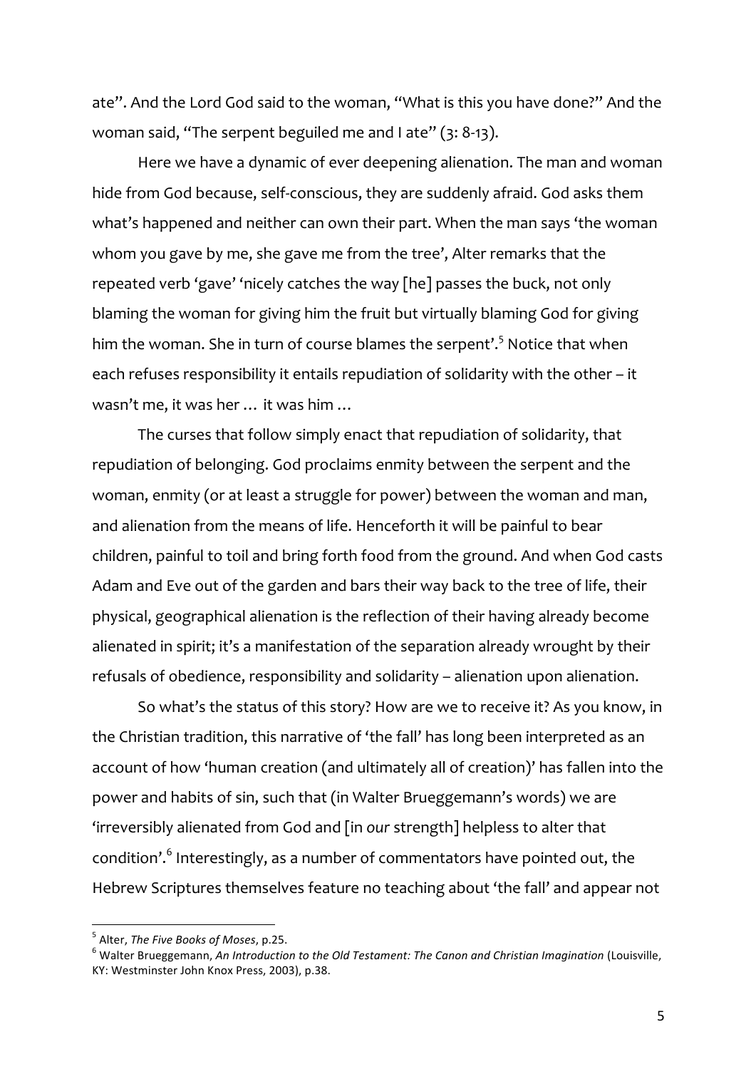ate". And the Lord God said to the woman, "What is this you have done?" And the woman said, "The serpent beguiled me and I ate" (3: 8-13).

Here we have a dynamic of ever deepening alienation. The man and woman hide from God because, self-conscious, they are suddenly afraid. God asks them what's happened and neither can own their part. When the man says 'the woman whom you gave by me, she gave me from the tree', Alter remarks that the repeated verb 'gave' 'nicely catches the way [he] passes the buck, not only blaming the woman for giving him the fruit but virtually blaming God for giving him the woman. She in turn of course blames the serpent'.[5] Notice that when each refuses responsibility it entails repudiation of solidarity with the other – it wasn't me, it was her … it was him …

The curses that follow simply enact that repudiation of solidarity, that repudiation of belonging. God proclaims enmity between the serpent and the woman, enmity (or at least a struggle for power) between the woman and man, and alienation from the means of life. Henceforth it will be painful to bear children, painful to toil and bring forth food from the ground. And when God casts Adam and Eve out of the garden and bars their way back to the tree of life, their physical, geographical alienation is the reflection of their having already become alienated in spirit; it's a manifestation of the separation already wrought by their refusals of obedience, responsibility and solidarity – alienation upon alienation.

So what's the status of this story? How are we to receive it? As you know, in the Christian tradition, this narrative of 'the fall' has long been interpreted as an account of how 'human creation (and ultimately all of creation)' has fallen into the power and habits of sin, such that (in Walter Brueggemann's words) we are 'irreversibly alienated from God and [in *our* strength] helpless to alter that condition'.[6] Interestingly, as a number of commentators have pointed out, the Hebrew Scriptures themselves feature no teaching about 'the fall' and appear not

---

[5] Alter, *The Five Books of Moses*, p.25.

[6] Walter Brueggemann, *An Introduction to the Old Testament: The Canon and Christian Imagination* (Louisville, KY: Westminster John Knox Press, 2003), p.38.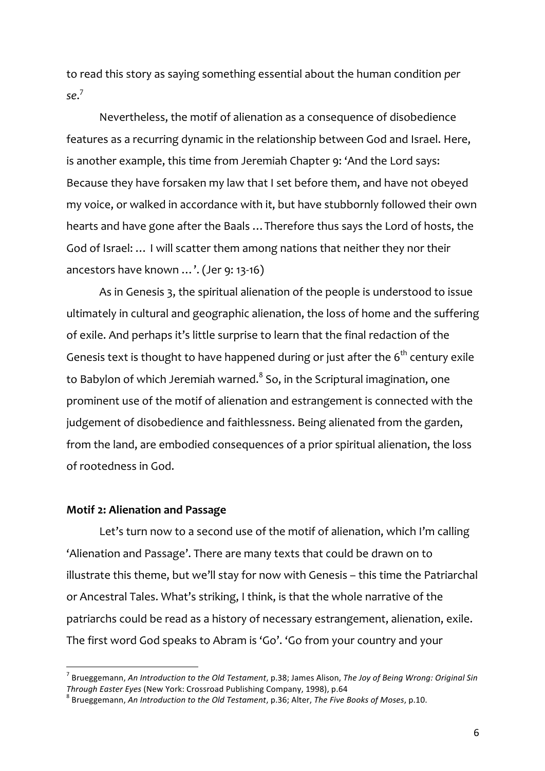to read this story as saying something essential about the human condition *per se*.[7]

Nevertheless, the motif of alienation as a consequence of disobedience features as a recurring dynamic in the relationship between God and Israel. Here, is another example, this time from Jeremiah Chapter 9: 'And the Lord says: Because they have forsaken my law that I set before them, and have not obeyed my voice, or walked in accordance with it, but have stubbornly followed their own hearts and have gone after the Baals … Therefore thus says the Lord of hosts, the God of Israel: … I will scatter them among nations that neither they nor their ancestors have known …'. (Jer 9: 13-16)

As in Genesis 3, the spiritual alienation of the people is understood to issue ultimately in cultural and geographic alienation, the loss of home and the suffering of exile. And perhaps it's little surprise to learn that the final redaction of the Genesis text is thought to have happened during or just after the 6th century exile to Babylon of which Jeremiah warned.[8] So, in the Scriptural imagination, one prominent use of the motif of alienation and estrangement is connected with the judgement of disobedience and faithlessness. Being alienated from the garden, from the land, are embodied consequences of a prior spiritual alienation, the loss of rootedness in God.

**Motif 2: Alienation and Passage**

Let's turn now to a second use of the motif of alienation, which I'm calling 'Alienation and Passage'. There are many texts that could be drawn on to illustrate this theme, but we'll stay for now with Genesis – this time the Patriarchal or Ancestral Tales. What's striking, I think, is that the whole narrative of the patriarchs could be read as a history of necessary estrangement, alienation, exile. The first word God speaks to Abram is 'Go'. 'Go from your country and your

---

[7] Brueggemann, *An Introduction to the Old Testament*, p.38; James Alison, *The Joy of Being Wrong: Original Sin Through Easter Eyes* (New York: Crossroad Publishing Company, 1998), p.64

[8] Brueggemann, *An Introduction to the Old Testament*, p.36; Alter, *The Five Books of Moses*, p.10.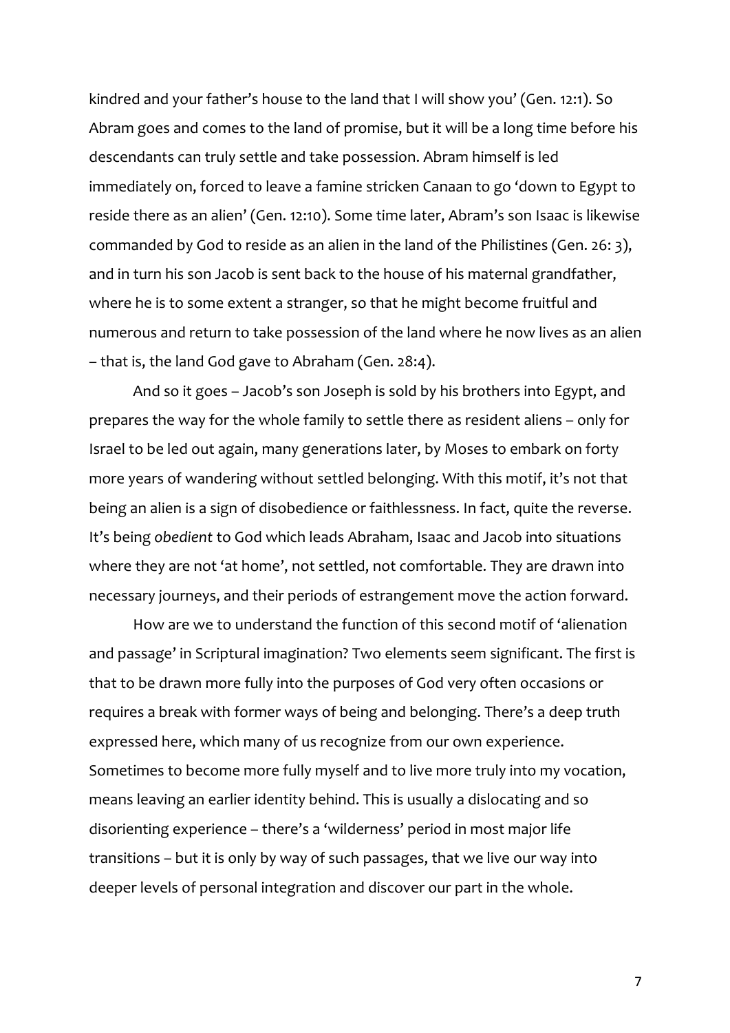kindred and your father's house to the land that I will show you' (Gen. 12:1). So Abram goes and comes to the land of promise, but it will be a long time before his descendants can truly settle and take possession. Abram himself is led immediately on, forced to leave a famine stricken Canaan to go 'down to Egypt to reside there as an alien' (Gen. 12:10). Some time later, Abram's son Isaac is likewise commanded by God to reside as an alien in the land of the Philistines (Gen. 26: 3), and in turn his son Jacob is sent back to the house of his maternal grandfather, where he is to some extent a stranger, so that he might become fruitful and numerous and return to take possession of the land where he now lives as an alien – that is, the land God gave to Abraham (Gen. 28:4).

And so it goes – Jacob's son Joseph is sold by his brothers into Egypt, and prepares the way for the whole family to settle there as resident aliens – only for Israel to be led out again, many generations later, by Moses to embark on forty more years of wandering without settled belonging. With this motif, it's not that being an alien is a sign of disobedience or faithlessness. In fact, quite the reverse. It's being *obedient* to God which leads Abraham, Isaac and Jacob into situations where they are not 'at home', not settled, not comfortable. They are drawn into necessary journeys, and their periods of estrangement move the action forward.

How are we to understand the function of this second motif of 'alienation and passage' in Scriptural imagination? Two elements seem significant. The first is that to be drawn more fully into the purposes of God very often occasions or requires a break with former ways of being and belonging. There's a deep truth expressed here, which many of us recognize from our own experience. Sometimes to become more fully myself and to live more truly into my vocation, means leaving an earlier identity behind. This is usually a dislocating and so disorienting experience – there's a 'wilderness' period in most major life transitions – but it is only by way of such passages, that we live our way into deeper levels of personal integration and discover our part in the whole.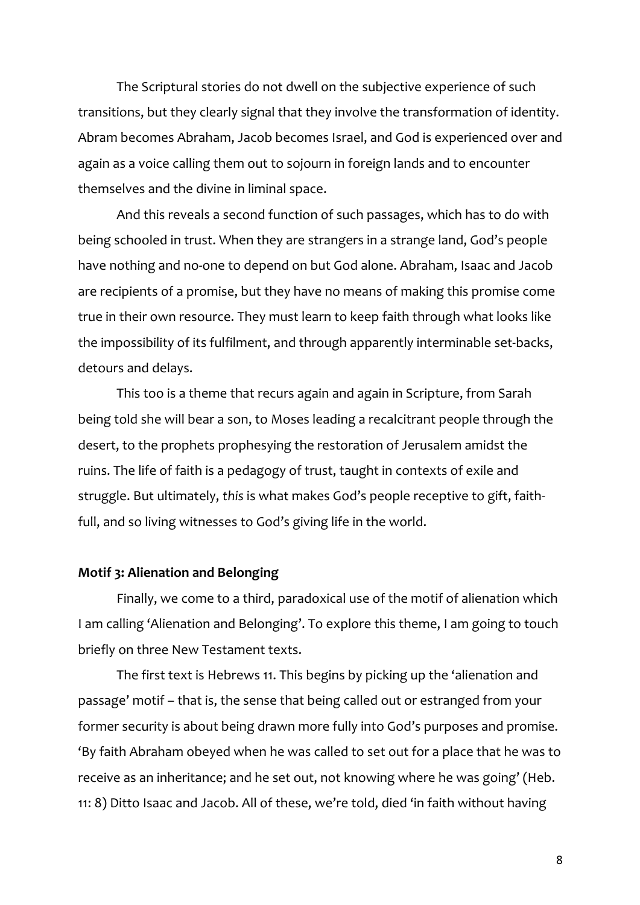The Scriptural stories do not dwell on the subjective experience of such transitions, but they clearly signal that they involve the transformation of identity. Abram becomes Abraham, Jacob becomes Israel, and God is experienced over and again as a voice calling them out to sojourn in foreign lands and to encounter themselves and the divine in liminal space.

And this reveals a second function of such passages, which has to do with being schooled in trust. When they are strangers in a strange land, God's people have nothing and no-one to depend on but God alone. Abraham, Isaac and Jacob are recipients of a promise, but they have no means of making this promise come true in their own resource. They must learn to keep faith through what looks like the impossibility of its fulfilment, and through apparently interminable set-backs, detours and delays.

This too is a theme that recurs again and again in Scripture, from Sarah being told she will bear a son, to Moses leading a recalcitrant people through the desert, to the prophets prophesying the restoration of Jerusalem amidst the ruins. The life of faith is a pedagogy of trust, taught in contexts of exile and struggle. But ultimately, *this* is what makes God's people receptive to gift, faith-full, and so living witnesses to God's giving life in the world.

**Motif 3: Alienation and Belonging**

Finally, we come to a third, paradoxical use of the motif of alienation which I am calling 'Alienation and Belonging'. To explore this theme, I am going to touch briefly on three New Testament texts.

The first text is Hebrews 11. This begins by picking up the 'alienation and passage' motif – that is, the sense that being called out or estranged from your former security is about being drawn more fully into God's purposes and promise. 'By faith Abraham obeyed when he was called to set out for a place that he was to receive as an inheritance; and he set out, not knowing where he was going' (Heb. 11: 8) Ditto Isaac and Jacob. All of these, we're told, died 'in faith without having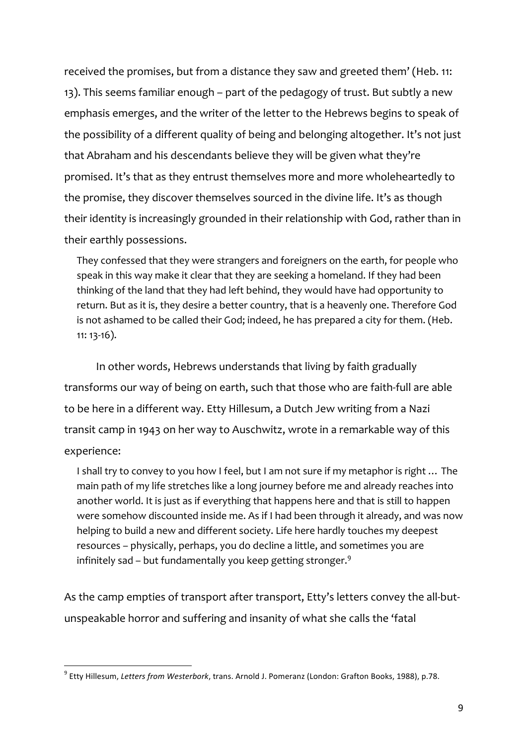received the promises, but from a distance they saw and greeted them' (Heb. 11: 13). This seems familiar enough – part of the pedagogy of trust. But subtly a new emphasis emerges, and the writer of the letter to the Hebrews begins to speak of the possibility of a different quality of being and belonging altogether. It's not just that Abraham and his descendants believe they will be given what they're promised. It's that as they entrust themselves more and more wholeheartedly to the promise, they discover themselves sourced in the divine life. It's as though their identity is increasingly grounded in their relationship with God, rather than in their earthly possessions.

> They confessed that they were strangers and foreigners on the earth, for people who speak in this way make it clear that they are seeking a homeland. If they had been thinking of the land that they had left behind, they would have had opportunity to return. But as it is, they desire a better country, that is a heavenly one. Therefore God is not ashamed to be called their God; indeed, he has prepared a city for them. (Heb. 11: 13-16).

In other words, Hebrews understands that living by faith gradually transforms our way of being on earth, such that those who are faith-full are able to be here in a different way. Etty Hillesum, a Dutch Jew writing from a Nazi transit camp in 1943 on her way to Auschwitz, wrote in a remarkable way of this experience:

> I shall try to convey to you how I feel, but I am not sure if my metaphor is right … The main path of my life stretches like a long journey before me and already reaches into another world. It is just as if everything that happens here and that is still to happen were somehow discounted inside me. As if I had been through it already, and was now helping to build a new and different society. Life here hardly touches my deepest resources – physically, perhaps, you do decline a little, and sometimes you are infinitely sad – but fundamentally you keep getting stronger.[9]

As the camp empties of transport after transport, Etty's letters convey the all-but-unspeakable horror and suffering and insanity of what she calls the 'fatal

---

[9] Etty Hillesum, *Letters from Westerbork*, trans. Arnold J. Pomeranz (London: Grafton Books, 1988), p.78.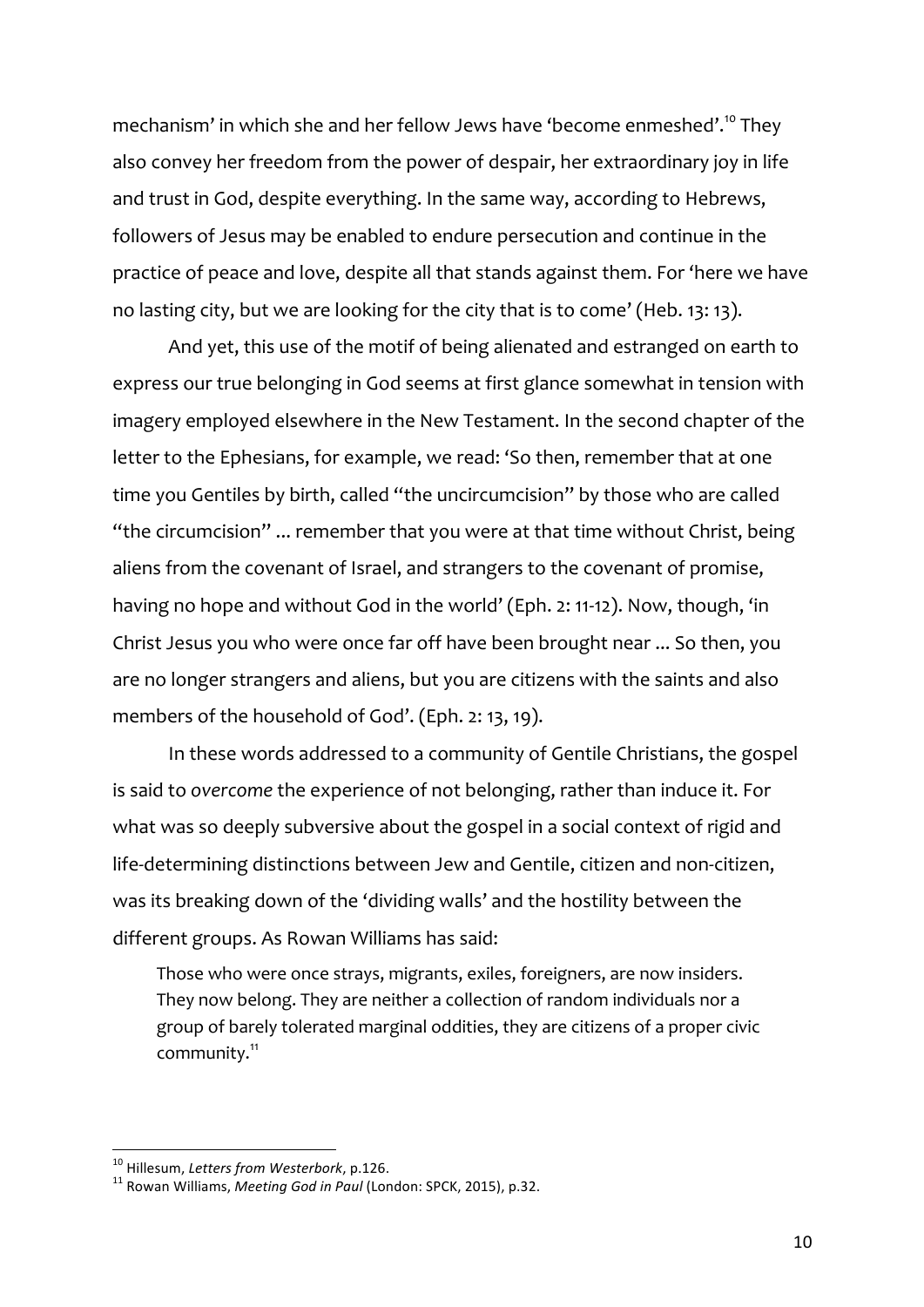mechanism' in which she and her fellow Jews have 'become enmeshed'.[10] They also convey her freedom from the power of despair, her extraordinary joy in life and trust in God, despite everything. In the same way, according to Hebrews, followers of Jesus may be enabled to endure persecution and continue in the practice of peace and love, despite all that stands against them. For 'here we have no lasting city, but we are looking for the city that is to come' (Heb. 13: 13).

And yet, this use of the motif of being alienated and estranged on earth to express our true belonging in God seems at first glance somewhat in tension with imagery employed elsewhere in the New Testament. In the second chapter of the letter to the Ephesians, for example, we read: 'So then, remember that at one time you Gentiles by birth, called "the uncircumcision" by those who are called "the circumcision" ... remember that you were at that time without Christ, being aliens from the covenant of Israel, and strangers to the covenant of promise, having no hope and without God in the world' (Eph. 2: 11-12). Now, though, 'in Christ Jesus you who were once far off have been brought near ... So then, you are no longer strangers and aliens, but you are citizens with the saints and also members of the household of God'. (Eph. 2: 13, 19).

In these words addressed to a community of Gentile Christians, the gospel is said to *overcome* the experience of not belonging, rather than induce it. For what was so deeply subversive about the gospel in a social context of rigid and life-determining distinctions between Jew and Gentile, citizen and non-citizen, was its breaking down of the 'dividing walls' and the hostility between the different groups. As Rowan Williams has said:

> Those who were once strays, migrants, exiles, foreigners, are now insiders. They now belong. They are neither a collection of random individuals nor a group of barely tolerated marginal oddities, they are citizens of a proper civic community.[11]

---

[10] Hillesum, *Letters from Westerbork*, p.126.

[11] Rowan Williams, *Meeting God in Paul* (London: SPCK, 2015), p.32.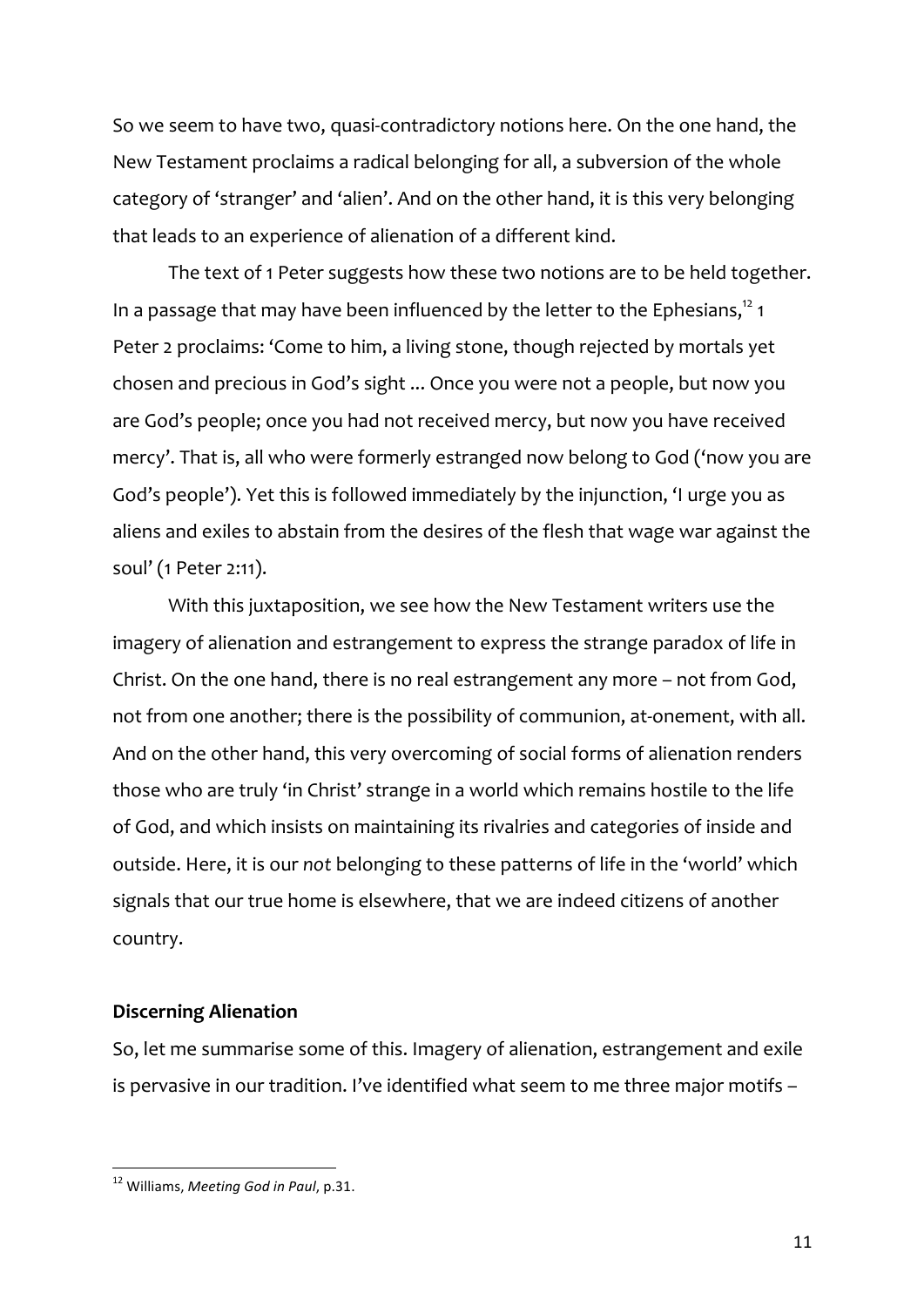So we seem to have two, quasi-contradictory notions here. On the one hand, the New Testament proclaims a radical belonging for all, a subversion of the whole category of 'stranger' and 'alien'. And on the other hand, it is this very belonging that leads to an experience of alienation of a different kind.

The text of 1 Peter suggests how these two notions are to be held together. In a passage that may have been influenced by the letter to the Ephesians,[12] 1 Peter 2 proclaims: 'Come to him, a living stone, though rejected by mortals yet chosen and precious in God's sight ... Once you were not a people, but now you are God's people; once you had not received mercy, but now you have received mercy'. That is, all who were formerly estranged now belong to God ('now you are God's people'). Yet this is followed immediately by the injunction, 'I urge you as aliens and exiles to abstain from the desires of the flesh that wage war against the soul' (1 Peter 2:11).

With this juxtaposition, we see how the New Testament writers use the imagery of alienation and estrangement to express the strange paradox of life in Christ. On the one hand, there is no real estrangement any more – not from God, not from one another; there is the possibility of communion, at-onement, with all. And on the other hand, this very overcoming of social forms of alienation renders those who are truly 'in Christ' strange in a world which remains hostile to the life of God, and which insists on maintaining its rivalries and categories of inside and outside. Here, it is our *not* belonging to these patterns of life in the 'world' which signals that our true home is elsewhere, that we are indeed citizens of another country.

**Discerning Alienation**

So, let me summarise some of this. Imagery of alienation, estrangement and exile is pervasive in our tradition. I've identified what seem to me three major motifs –

[12] Williams, *Meeting God in Paul*, p.31.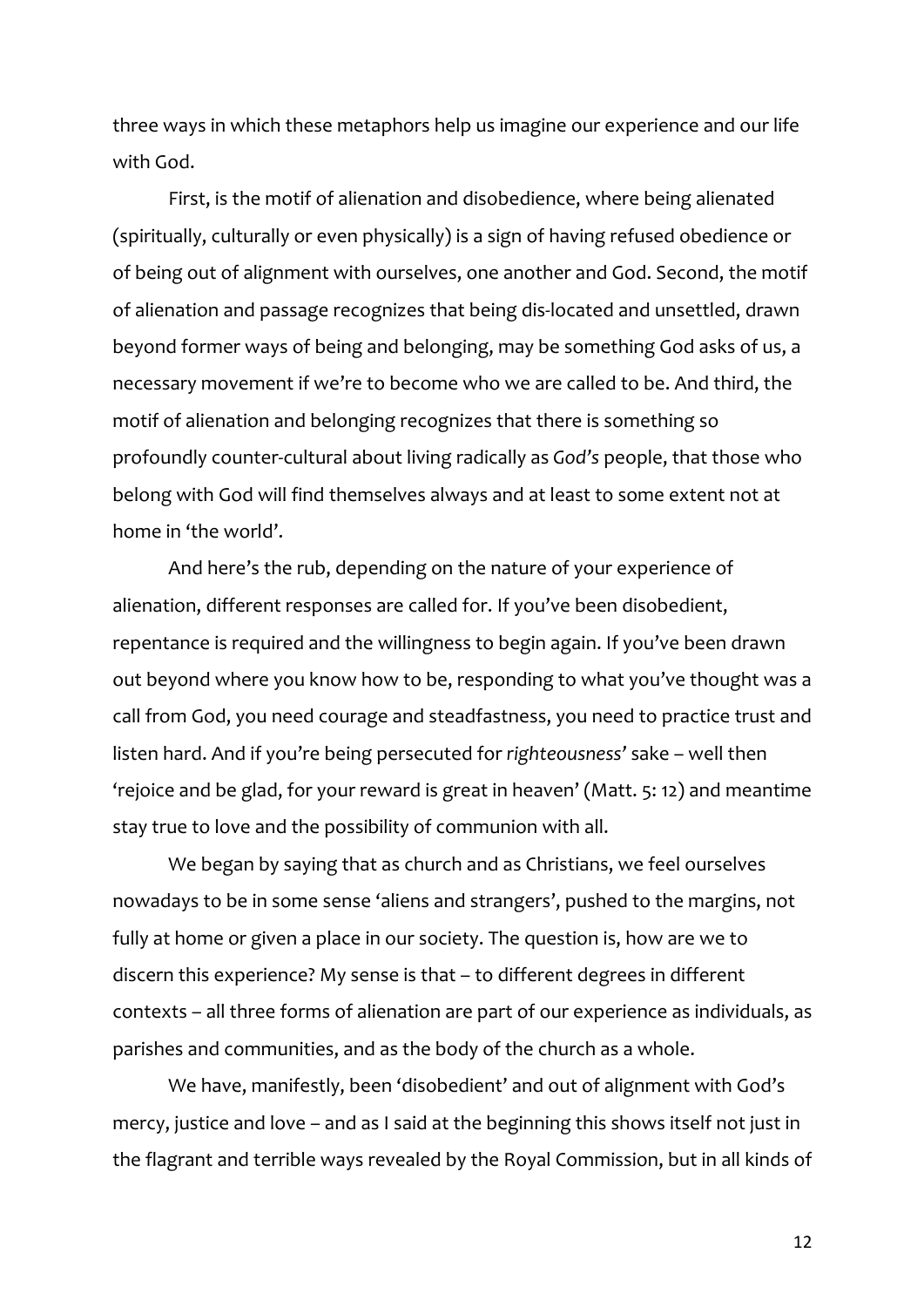three ways in which these metaphors help us imagine our experience and our life with God.

First, is the motif of alienation and disobedience, where being alienated (spiritually, culturally or even physically) is a sign of having refused obedience or of being out of alignment with ourselves, one another and God. Second, the motif of alienation and passage recognizes that being dis-located and unsettled, drawn beyond former ways of being and belonging, may be something God asks of us, a necessary movement if we're to become who we are called to be. And third, the motif of alienation and belonging recognizes that there is something so profoundly counter-cultural about living radically as *God's* people, that those who belong with God will find themselves always and at least to some extent not at home in 'the world'.

And here's the rub, depending on the nature of your experience of alienation, different responses are called for. If you've been disobedient, repentance is required and the willingness to begin again. If you've been drawn out beyond where you know how to be, responding to what you've thought was a call from God, you need courage and steadfastness, you need to practice trust and listen hard. And if you're being persecuted for *righteousness'* sake – well then 'rejoice and be glad, for your reward is great in heaven' (Matt. 5: 12) and meantime stay true to love and the possibility of communion with all.

We began by saying that as church and as Christians, we feel ourselves nowadays to be in some sense 'aliens and strangers', pushed to the margins, not fully at home or given a place in our society. The question is, how are we to discern this experience? My sense is that – to different degrees in different contexts – all three forms of alienation are part of our experience as individuals, as parishes and communities, and as the body of the church as a whole.

We have, manifestly, been 'disobedient' and out of alignment with God's mercy, justice and love – and as I said at the beginning this shows itself not just in the flagrant and terrible ways revealed by the Royal Commission, but in all kinds of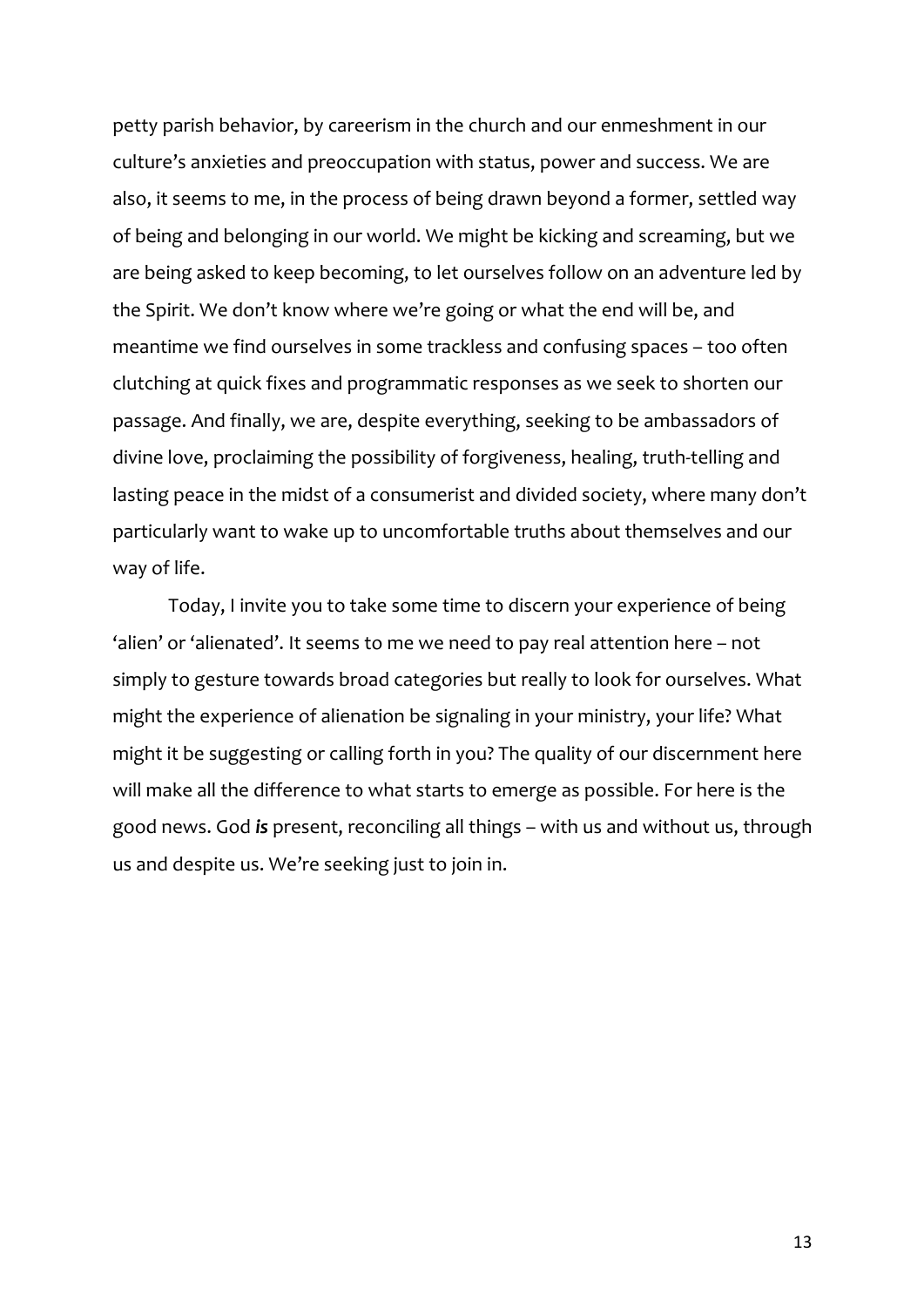petty parish behavior, by careerism in the church and our enmeshment in our culture's anxieties and preoccupation with status, power and success. We are also, it seems to me, in the process of being drawn beyond a former, settled way of being and belonging in our world. We might be kicking and screaming, but we are being asked to keep becoming, to let ourselves follow on an adventure led by the Spirit. We don't know where we're going or what the end will be, and meantime we find ourselves in some trackless and confusing spaces – too often clutching at quick fixes and programmatic responses as we seek to shorten our passage. And finally, we are, despite everything, seeking to be ambassadors of divine love, proclaiming the possibility of forgiveness, healing, truth-telling and lasting peace in the midst of a consumerist and divided society, where many don't particularly want to wake up to uncomfortable truths about themselves and our way of life.

Today, I invite you to take some time to discern your experience of being 'alien' or 'alienated'. It seems to me we need to pay real attention here – not simply to gesture towards broad categories but really to look for ourselves. What might the experience of alienation be signaling in your ministry, your life? What might it be suggesting or calling forth in you? The quality of our discernment here will make all the difference to what starts to emerge as possible. For here is the good news. God ***is*** present, reconciling all things – with us and without us, through us and despite us. We're seeking just to join in.